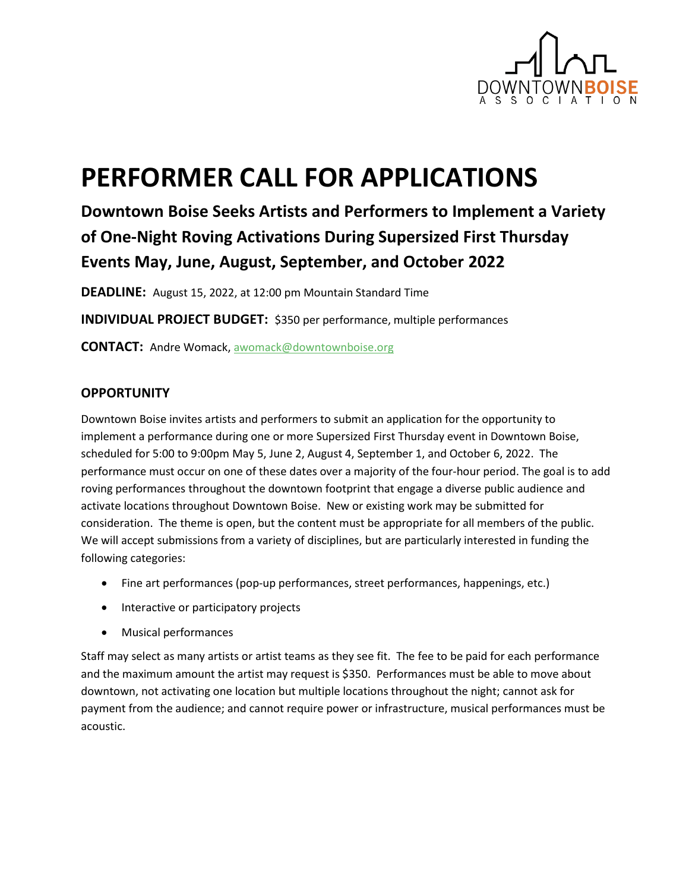# PERFORMER CALL FOR APPLICATIONS

## Downtown Boise Seeks Artists and Performers to Implement a Variety of One-Night Roving Activations During Supersized First Thursday Events May, June, August, September, and October 2022

**DEADLINE:** August 15, 2022, at 12:00 pm Mountain Standard Time

**INDIVIDUAL PROJECT BUDGET:** $350 per performance, multiple performances

**CONTACT:** Andre Womack, awomack@downtownboise.org

### OPPORTUNITY

Downtown Boise invites artists and performers to submit an application for the opportunity to implement a performance during one or more Supersized First Thursday event in Downtown Boise, scheduled for 5:00 to 9:00pm May 5, June 2, August 4, September 1, and October 6, 2022. The performance must occur on one of these dates over a majority of the four-hour period. The goal is to add roving performances throughout the downtown footprint that engage a diverse public audience and activate locations throughout Downtown Boise. New or existing work may be submitted for consideration. The theme is open, but the content must be appropriate for all members of the public. We will accept submissions from a variety of disciplines, but are particularly interested in funding the following categories:

- Fine art performances (pop-up performances, street performances, happenings, etc.)
- Interactive or participatory projects
- Musical performances

Staff may select as many artists or artist teams as they see fit. The fee to be paid for each performance and the maximum amount the artist may request is $350. Performances must be able to move about downtown, not activating one location but multiple locations throughout the night; cannot ask for payment from the audience; and cannot require power or infrastructure, musical performances must be acoustic.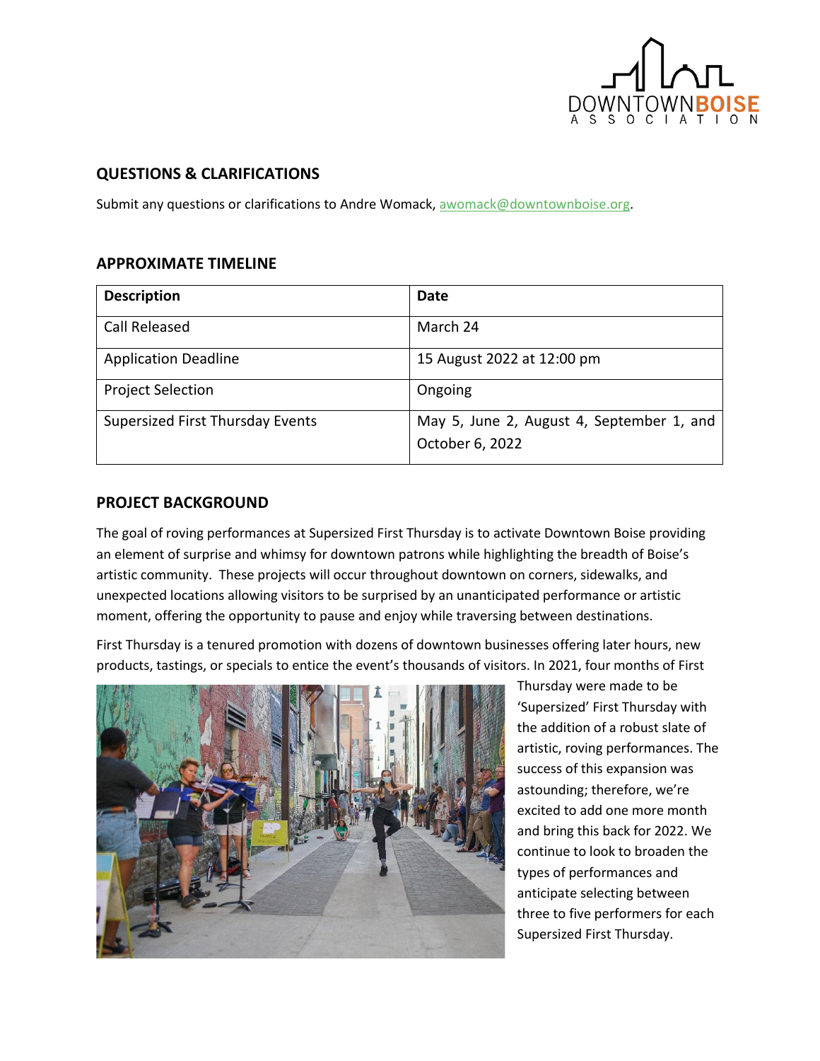## QUESTIONS & CLARIFICATIONS

Submit any questions or clarifications to Andre Womack, awomack@downtownboise.org.

## APPROXIMATE TIMELINE

| Description | Date |
|---|---|
| Call Released | March 24 |
| Application Deadline | 15 August 2022 at 12:00 pm |
| Project Selection | Ongoing |
| Supersized First Thursday Events | May 5, June 2, August 4, September 1, and October 6, 2022 |

## PROJECT BACKGROUND

The goal of roving performances at Supersized First Thursday is to activate Downtown Boise providing an element of surprise and whimsy for downtown patrons while highlighting the breadth of Boise's artistic community. These projects will occur throughout downtown on corners, sidewalks, and unexpected locations allowing visitors to be surprised by an unanticipated performance or artistic moment, offering the opportunity to pause and enjoy while traversing between destinations.

First Thursday is a tenured promotion with dozens of downtown businesses offering later hours, new products, tastings, or specials to entice the event's thousands of visitors. In 2021, four months of First Thursday were made to be 'Supersized' First Thursday with the addition of a robust slate of artistic, roving performances. The success of this expansion was astounding; therefore, we're excited to add one more month and bring this back for 2022. We continue to look to broaden the types of performances and anticipate selecting between three to five performers for each Supersized First Thursday.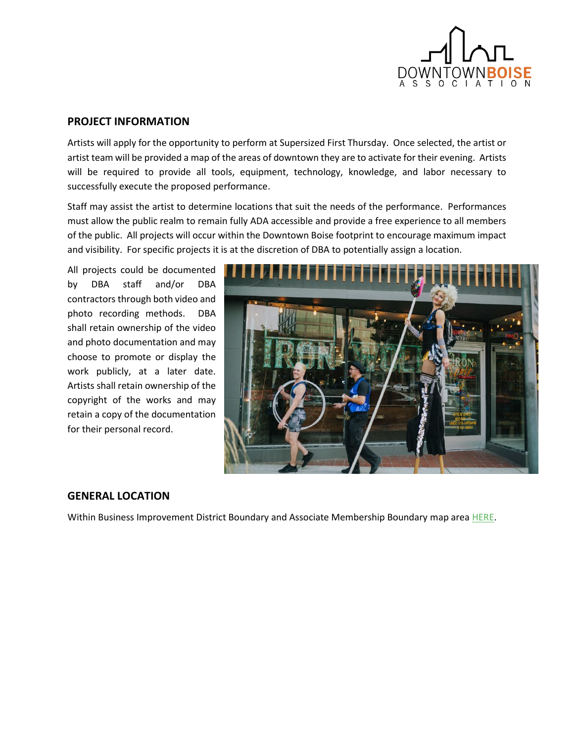## PROJECT INFORMATION

Artists will apply for the opportunity to perform at Supersized First Thursday. Once selected, the artist or artist team will be provided a map of the areas of downtown they are to activate for their evening. Artists will be required to provide all tools, equipment, technology, knowledge, and labor necessary to successfully execute the proposed performance.

Staff may assist the artist to determine locations that suit the needs of the performance. Performances must allow the public realm to remain fully ADA accessible and provide a free experience to all members of the public. All projects will occur within the Downtown Boise footprint to encourage maximum impact and visibility. For specific projects it is at the discretion of DBA to potentially assign a location.

All projects could be documented by DBA staff and/or DBA contractors through both video and photo recording methods. DBA shall retain ownership of the video and photo documentation and may choose to promote or display the work publicly, at a later date. Artists shall retain ownership of the copyright of the works and may retain a copy of the documentation for their personal record.

## GENERAL LOCATION

Within Business Improvement District Boundary and Associate Membership Boundary map area HERE.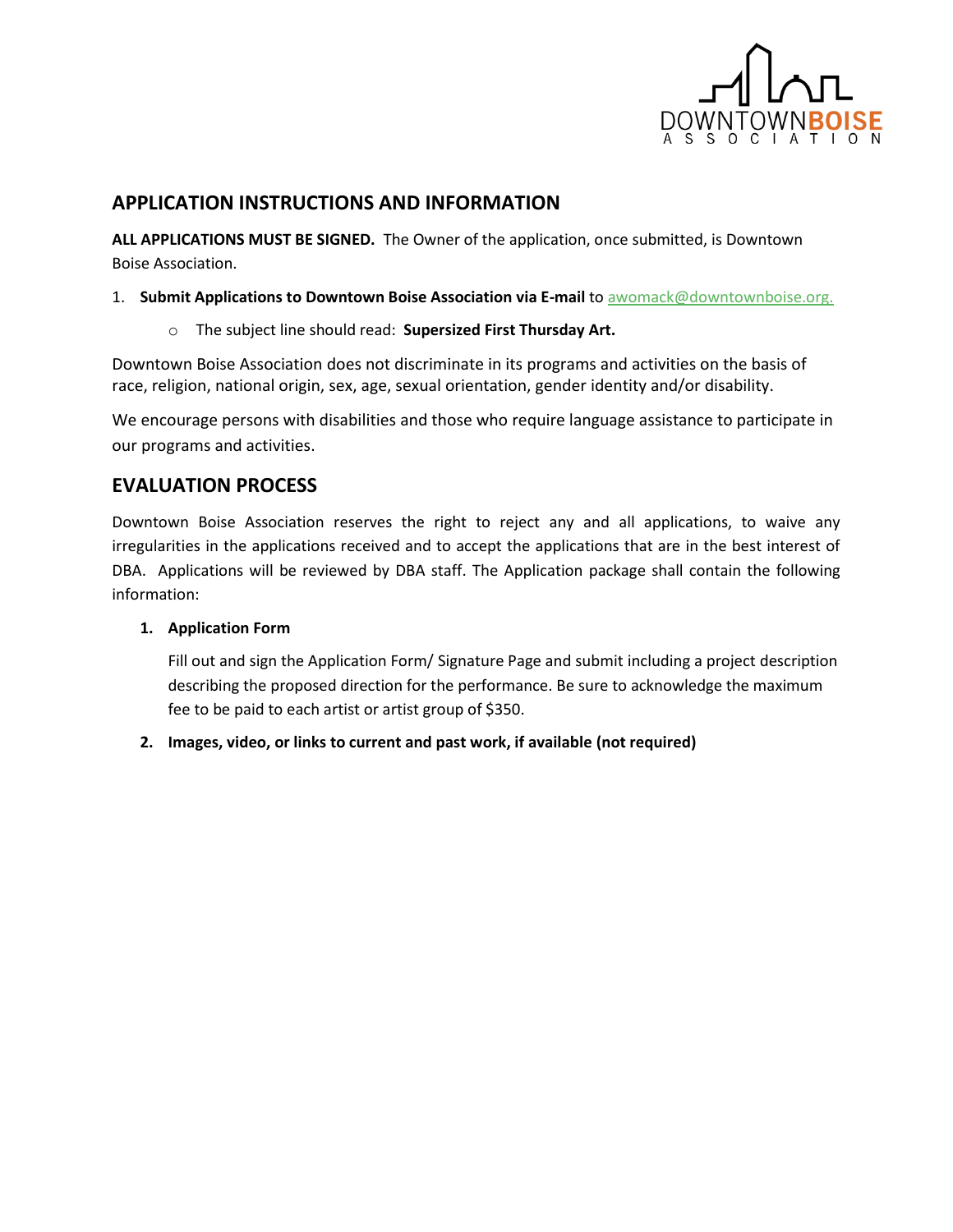## APPLICATION INSTRUCTIONS AND INFORMATION

**ALL APPLICATIONS MUST BE SIGNED.** The Owner of the application, once submitted, is Downtown Boise Association.

1. **Submit Applications to Downtown Boise Association via E-mail** to awomack@downtownboise.org.
   - The subject line should read: **Supersized First Thursday Art.**

Downtown Boise Association does not discriminate in its programs and activities on the basis of race, religion, national origin, sex, age, sexual orientation, gender identity and/or disability.

We encourage persons with disabilities and those who require language assistance to participate in our programs and activities.

## EVALUATION PROCESS

Downtown Boise Association reserves the right to reject any and all applications, to waive any irregularities in the applications received and to accept the applications that are in the best interest of DBA. Applications will be reviewed by DBA staff. The Application package shall contain the following information:

1. **Application Form**

   Fill out and sign the Application Form/ Signature Page and submit including a project description describing the proposed direction for the performance. Be sure to acknowledge the maximum fee to be paid to each artist or artist group of $350.

2. **Images, video, or links to current and past work, if available (not required)**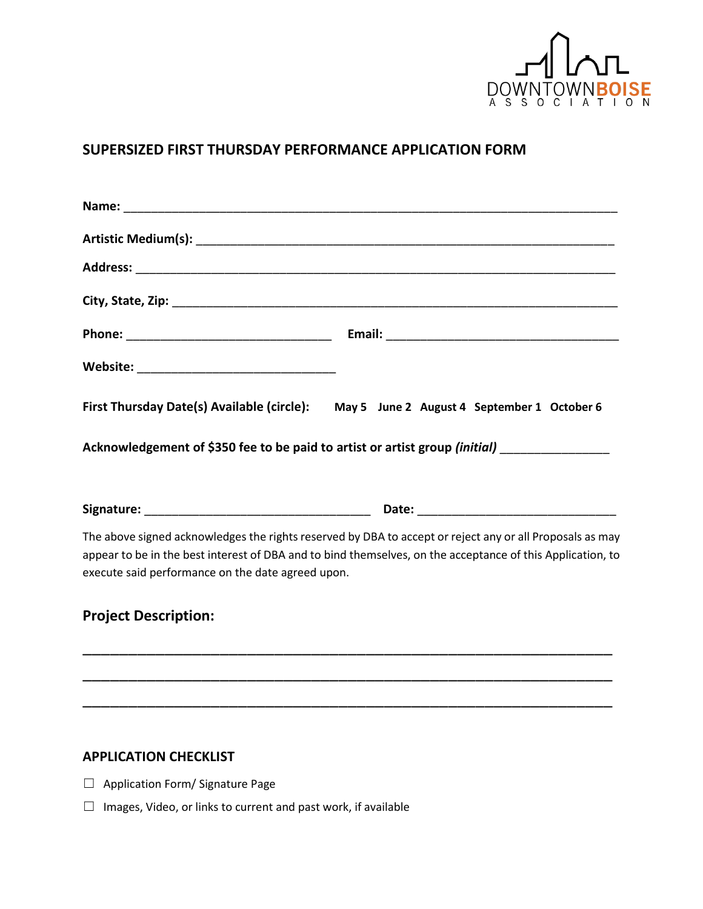DOWNTOWNBOISE
ASSOCIATION

## SUPERSIZED FIRST THURSDAY PERFORMANCE APPLICATION FORM

**Name:** ___________________________________________________________________________

**Artistic Medium(s):** _______________________________________________________________

**Address:** ________________________________________________________________________

**City, State, Zip:** __________________________________________________________________

**Phone:** _______________________________ **Email:** ___________________________________

**Website:** ______________________________

**First Thursday Date(s) Available (circle):** **May 5 June 2 August 4 September 1 October 6**

**Acknowledgement of $350 fee to be paid to artist or artist group *(initial)*** ________________

**Signature:** _________________________________ **Date:** ______________________________

The above signed acknowledges the rights reserved by DBA to accept or reject any or all Proposals as may appear to be in the best interest of DBA and to bind themselves, on the acceptance of this Application, to execute said performance on the date agreed upon.

## Project Description:

___________________________________________________________________________

___________________________________________________________________________

___________________________________________________________________________

### APPLICATION CHECKLIST

☐ Application Form/ Signature Page

☐ Images, Video, or links to current and past work, if available